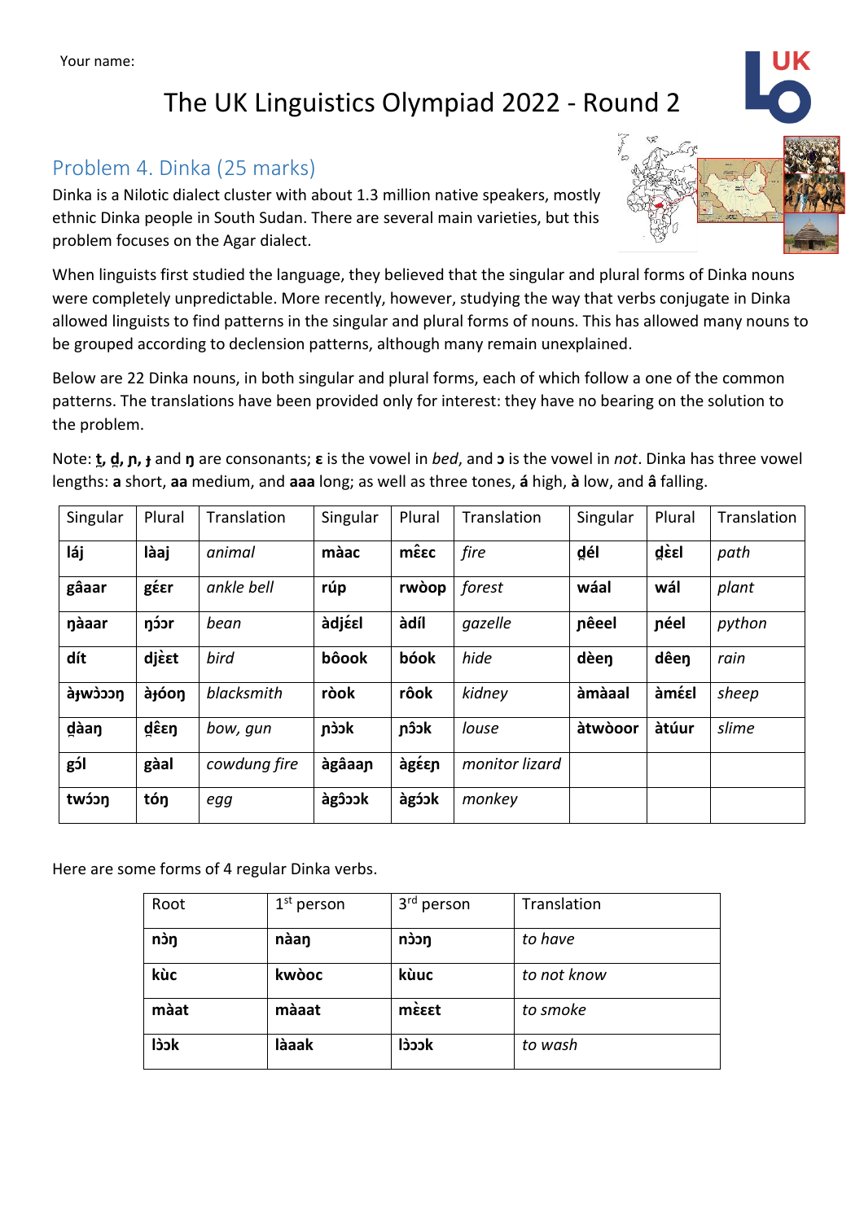Your name:

# The UK Linguistics Olympiad 2022 - Round 2

## Problem 4. Dinka (25 marks)

Dinka is a Nilotic dialect cluster with about 1.3 million native speakers, mostly ethnic Dinka people in South Sudan. There are several main varieties, but this problem focuses on the Agar dialect.

When linguists first studied the language, they believed that the singular and plural forms of Dinka nouns were completely unpredictable. More recently, however, studying the way that verbs conjugate in Dinka allowed linguists to find patterns in the singular and plural forms of nouns. This has allowed many nouns to be grouped according to declension patterns, although many remain unexplained.

Below are 22 Dinka nouns, in both singular and plural forms, each of which follow a one of the common patterns. The translations have been provided only for interest: they have no bearing on the solution to the problem.

Note: **ṯ, ḏ, ɲ, ɟ** and **ŋ** are consonants; **ɛ** is the vowel in *bed*, and **ɔ** is the vowel in *not*. Dinka has three vowel lengths: **a** short, **aa** medium, and **aaa** long; as well as three tones, **á** high, **à** low, and **â** falling.

| Singular | Plural | Translation | Singular | Plural | Translation | Singular | Plural | Translation |
|---|---|---|---|---|---|---|---|---|
| **láj** | **làaj** | *animal* | **màac** | **mɛ̂ɛc** | *fire* | **ḏél** | **ḏɛ̀ɛl** | *path* |
| **gâaar** | **gɛ́ɛr** | *ankle bell* | **rúp** | **rwòop** | *forest* | **wáal** | **wál** | *plant* |
| **ŋàaar** | **ŋɔ́ɔr** | *bean* | **àdjɛ́ɛl** | **àdíl** | *gazelle* | **ɲêeel** | **ɲéel** | *python* |
| **dít** | **djɛ̀ɛt** | *bird* | **bôook** | **bóok** | *hide* | **dèeŋ** | **dêeŋ** | *rain* |
| **àɟwɔ̀ɔɔŋ** | **àɟóoŋ** | *blacksmith* | **ròok** | **rôok** | *kidney* | **àmàaal** | **àmɛ́ɛl** | *sheep* |
| **ḏàaŋ** | **ḏɛ̂ɛŋ** | *bow, gun* | **ɲɔ̀ɔk** | **ɲɔ̂ɔk** | *louse* | **àtwòoor** | **àtúur** | *slime* |
| **gɔ́l** | **gàal** | *cowdung fire* | **àgâaaŋ** | **àgɛ́ɛŋ** | *monitor lizard* | | | |
| **twɔ́ɔŋ** | **tóŋ** | *egg* | **àgɔ̂ɔɔk** | **àgɔ́ɔk** | *monkey* | | | |

Here are some forms of 4 regular Dinka verbs.

| Root | 1st person | 3rd person | Translation |
|---|---|---|---|
| **nɔ̀ŋ** | **nàaŋ** | **nɔ̀ɔŋ** | *to have* |
| **kùc** | **kwòoc** | **kùuc** | *to not know* |
| **màat** | **màaat** | **mɛ̀ɛɛt** | *to smoke* |
| **lɔ̀ɔk** | **làaak** | **lɔ̀ɔɔk** | *to wash* |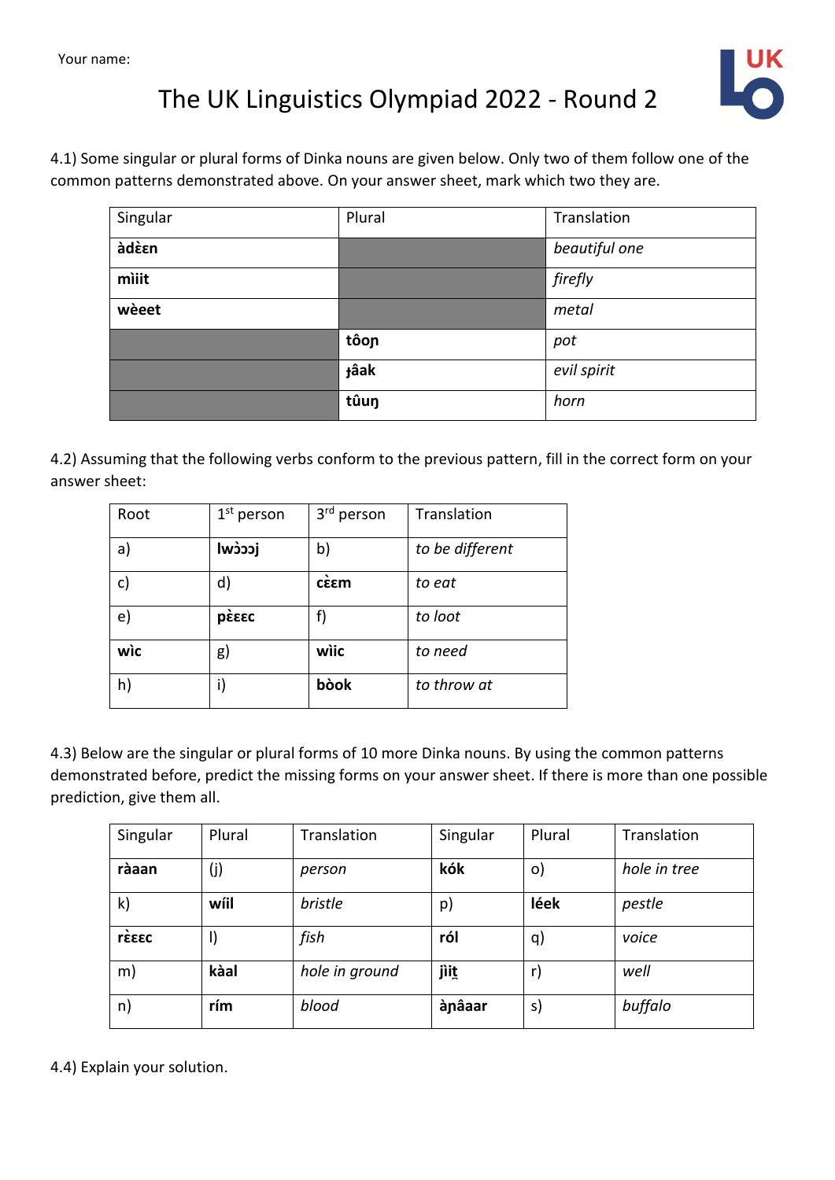Your name:

# The UK Linguistics Olympiad 2022 - Round 2

4.1) Some singular or plural forms of Dinka nouns are given below. Only two of them follow one of the common patterns demonstrated above. On your answer sheet, mark which two they are.

| Singular | Plural | Translation |
|---|---|---|
| **àdɛ̀ɛn** | | *beautiful one* |
| **mìiit** | | *firefly* |
| **wèeet** | | *metal* |
| | **tôoŋ** | *pot* |
| | **ɟâak** | *evil spirit* |
| | **tûuŋ** | *horn* |

4.2) Assuming that the following verbs conform to the previous pattern, fill in the correct form on your answer sheet:

| Root | 1st person | 3rd person | Translation |
|---|---|---|---|
| a) | **lwɔ̀ɔɔj** | b) | *to be different* |
| c) | d) | **cɛ̀ɛm** | *to eat* |
| e) | **pɛ̀ɛɛc** | f) | *to loot* |
| **wìc** | g) | **wìic** | *to need* |
| h) | i) | **bòok** | *to throw at* |

4.3) Below are the singular or plural forms of 10 more Dinka nouns. By using the common patterns demonstrated before, predict the missing forms on your answer sheet. If there is more than one possible prediction, give them all.

| Singular | Plural | Translation | Singular | Plural | Translation |
|---|---|---|---|---|---|
| **ràaan** | (j) | *person* | **kók** | o) | *hole in tree* |
| k) | **wíil** | *bristle* | p) | **léek** | *pestle* |
| **rɛ̀ɛɛc** | l) | *fish* | **ról** | q) | *voice* |
| m) | **kàal** | *hole in ground* | **jìit̪** | r) | *well* |
| n) | **rím** | *blood* | **àɲâaar** | s) | *buffalo* |

4.4) Explain your solution.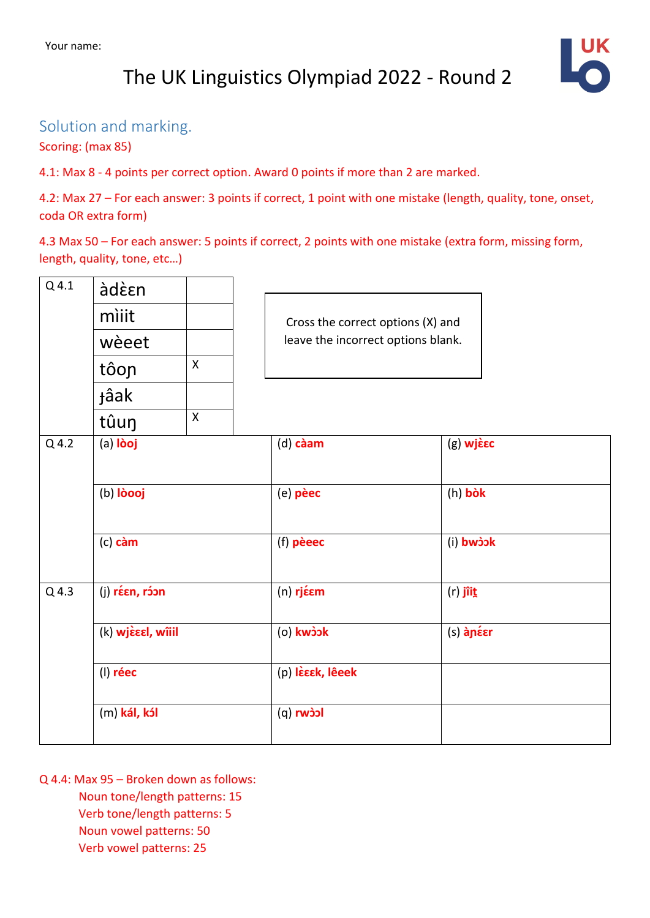Your name:

# The UK Linguistics Olympiad 2022 - Round 2

## Solution and marking.

Scoring: (max 85)

4.1: Max 8 - 4 points per correct option. Award 0 points if more than 2 are marked.

4.2: Max 27 – For each answer: 3 points if correct, 1 point with one mistake (length, quality, tone, onset, coda OR extra form)

4.3 Max 50 – For each answer: 5 points if correct, 2 points with one mistake (extra form, missing form, length, quality, tone, etc…)

Cross the correct options (X) and leave the incorrect options blank.

| | | |
|---|---|---|
| Q 4.1 | àdὲɛn | |
| | mìiit | |
| | wèeet | |
| | tôoɲ | X |
| | ɟâak | |
| | tûuŋ | X |

| | | | |
|---|---|---|---|
| Q 4.2 | (a) **lòoj** | (d) **càam** | (g) **wjὲɛc** |
| | (b) **lòooj** | (e) **pèec** | (h) **bòk** |
| | (c) **càm** | (f) **pèeec** | (i) **bwɔ̀ɔk** |
| Q 4.3 | (j) **rέɛn, rɔ́ɔn** | (n) **rjέɛm** | (r) **jîit̪** |
| | (k) **wjὲɛɛl, wîiil** | (o) **kwɔ̀ɔk** | (s) **àɲέɛr** |
| | (l) **réec** | (p) **lὲɛɛk, lêeek** | |
| | (m) **kál, kɔ́l** | (q) **rwɔ̀ɔl** | |

Q 4.4: Max 95 – Broken down as follows:

- Noun tone/length patterns: 15
- Verb tone/length patterns: 5
- Noun vowel patterns: 50
- Verb vowel patterns: 25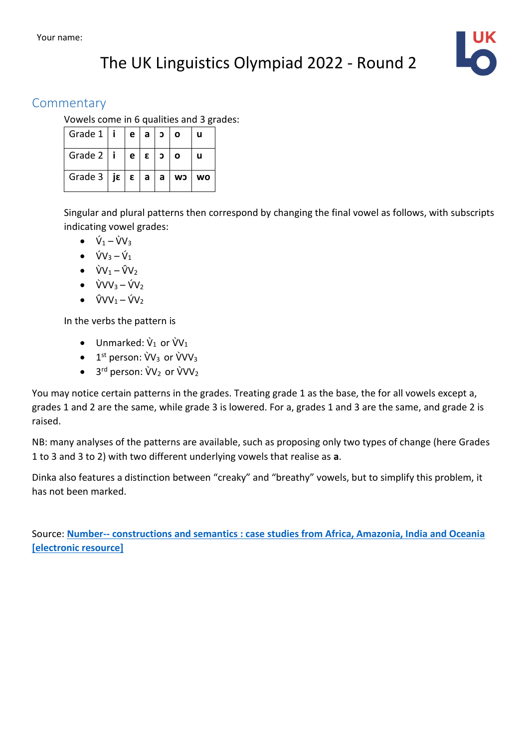Your name:

# The UK Linguistics Olympiad 2022 - Round 2

## Commentary

Vowels come in 6 qualities and 3 grades:

| | | | | | | |
|---|---|---|---|---|---|---|
| Grade 1 | **i** | **e** | **a** | **ɔ** | **o** | **u** |
| Grade 2 | **i** | **e** | **ɛ** | **ɔ** | **o** | **u** |
| Grade 3 | **jɛ** | **ɛ** | **a** | **a** | **wɔ** | **wo** |

Singular and plural patterns then correspond by changing the final vowel as follows, with subscripts indicating vowel grades:

- $\acute{V}_1$ – $\grave{V}V_3$
- $\acute{V}V_3$ – $\acute{V}_1$
- $\grave{V}V_1$ – $\hat{V}V_2$
- $\grave{V}VV_3$ – $\acute{V}V_2$
- $\hat{V}VV_1$ – $\acute{V}V_2$

In the verbs the pattern is

- Unmarked: $\grave{V}_1$ or $\grave{V}V_1$
- 1st person: $\grave{V}V_3$ or $\grave{V}VV_3$
- 3rd person: $\grave{V}V_2$ or $\grave{V}VV_2$

You may notice certain patterns in the grades. Treating grade 1 as the base, the for all vowels except a, grades 1 and 2 are the same, while grade 3 is lowered. For a, grades 1 and 3 are the same, and grade 2 is raised.

NB: many analyses of the patterns are available, such as proposing only two types of change (here Grades 1 to 3 and 3 to 2) with two different underlying vowels that realise as **a**.

Dinka also features a distinction between "creaky" and "breathy" vowels, but to simplify this problem, it has not been marked.

Source: **Number-- constructions and semantics : case studies from Africa, Amazonia, India and Oceania [electronic resource]**